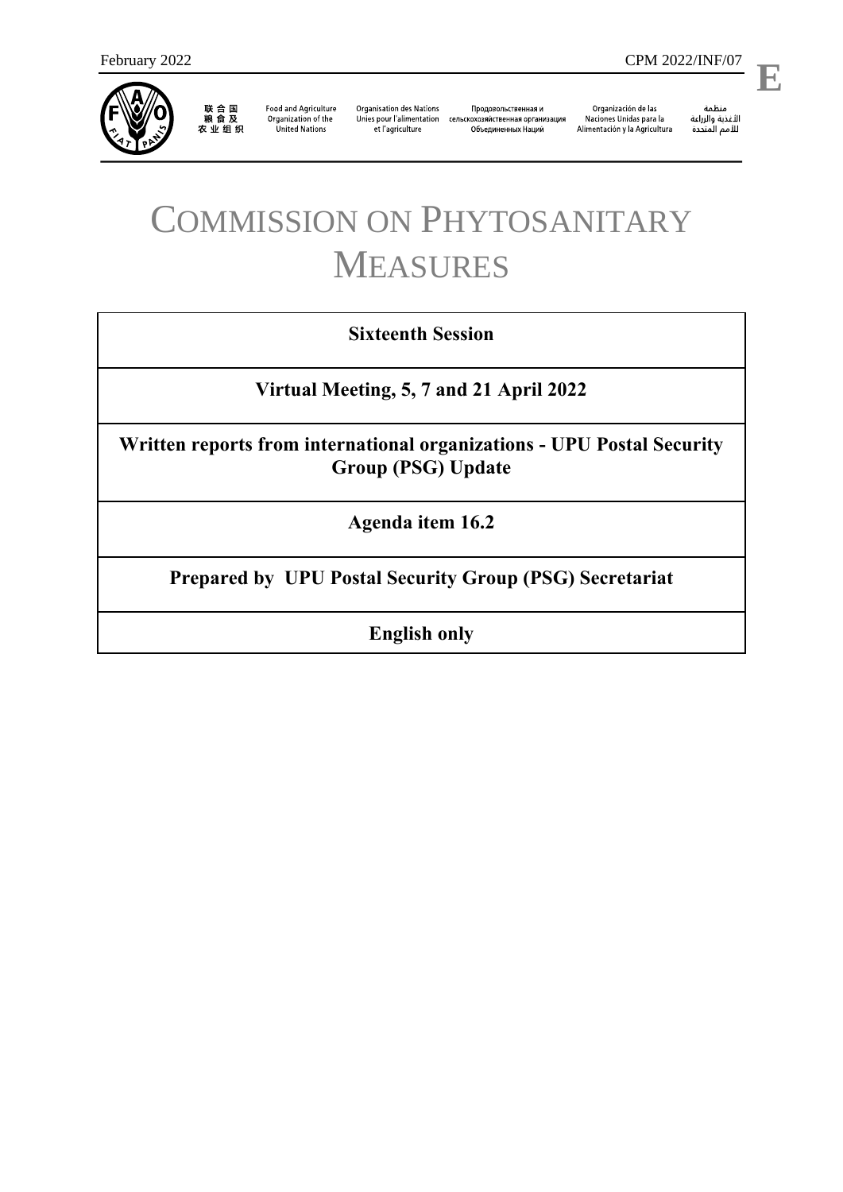February 2022 CPM 2022/INF/07

**E**

联 合 国
粮 食 及
农 业 组 织

Food and Agriculture Organization of the United Nations

Organisation des Nations Unies pour l'alimentation et l'agriculture

Продовольственная и сельскохозяйственная организация Объединенных Наций

Organización de las Naciones Unidas para la Alimentación y la Agricultura

منظمة
الأغذية والزراعة
للأمم المتحدة

# COMMISSION ON PHYTOSANITARY MEASURES

| **Sixteenth Session** |
|---|
| **Virtual Meeting, 5, 7 and 21 April 2022** |
| **Written reports from international organizations - UPU Postal Security Group (PSG) Update** |
| **Agenda item 16.2** |
| **Prepared by UPU Postal Security Group (PSG) Secretariat** |
| **English only** |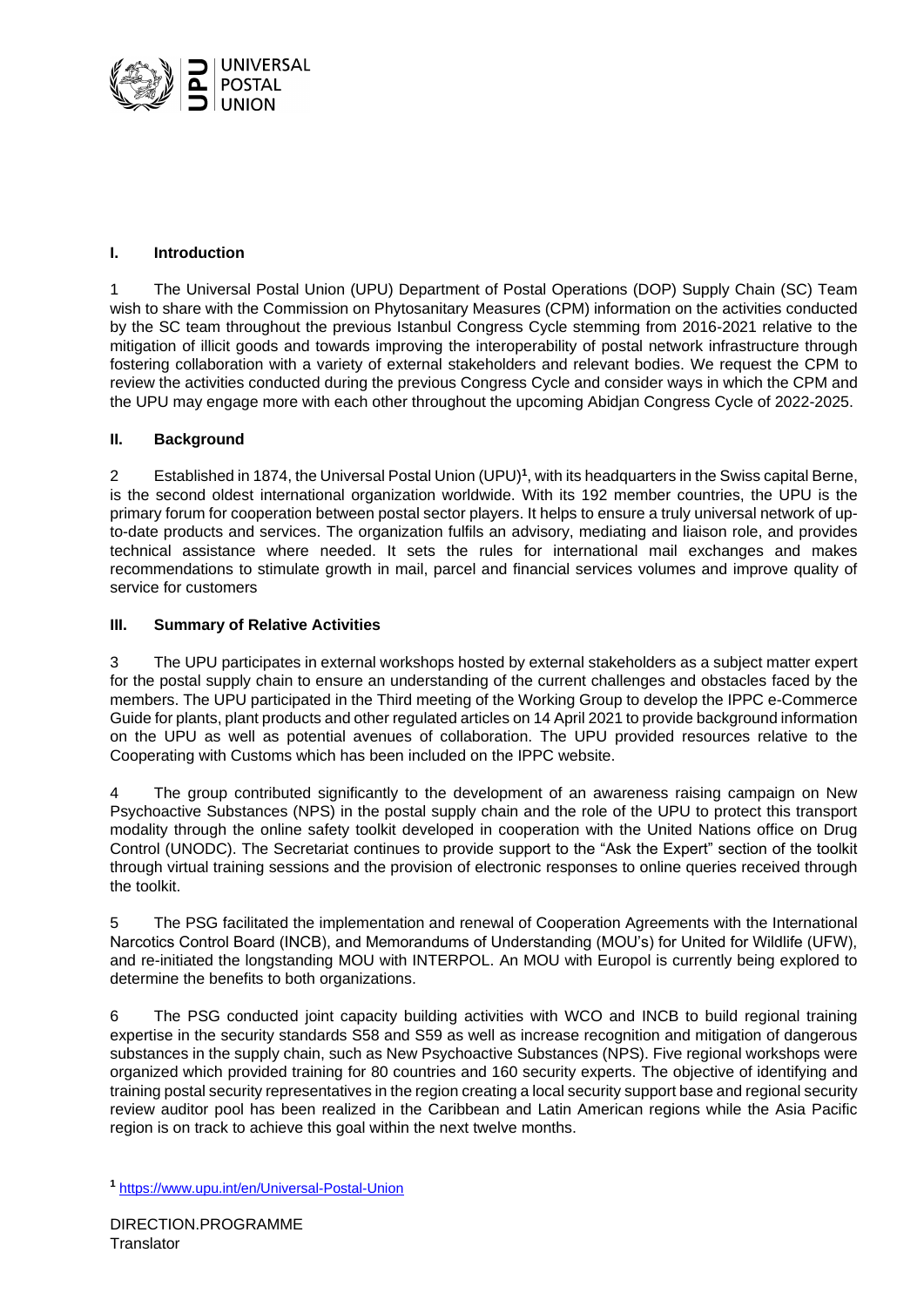## I. Introduction

1 The Universal Postal Union (UPU) Department of Postal Operations (DOP) Supply Chain (SC) Team wish to share with the Commission on Phytosanitary Measures (CPM) information on the activities conducted by the SC team throughout the previous Istanbul Congress Cycle stemming from 2016-2021 relative to the mitigation of illicit goods and towards improving the interoperability of postal network infrastructure through fostering collaboration with a variety of external stakeholders and relevant bodies. We request the CPM to review the activities conducted during the previous Congress Cycle and consider ways in which the CPM and the UPU may engage more with each other throughout the upcoming Abidjan Congress Cycle of 2022-2025.

## II. Background

2 Established in 1874, the Universal Postal Union (UPU)[1], with its headquarters in the Swiss capital Berne, is the second oldest international organization worldwide. With its 192 member countries, the UPU is the primary forum for cooperation between postal sector players. It helps to ensure a truly universal network of up-to-date products and services. The organization fulfils an advisory, mediating and liaison role, and provides technical assistance where needed. It sets the rules for international mail exchanges and makes recommendations to stimulate growth in mail, parcel and financial services volumes and improve quality of service for customers

## III. Summary of Relative Activities

3 The UPU participates in external workshops hosted by external stakeholders as a subject matter expert for the postal supply chain to ensure an understanding of the current challenges and obstacles faced by the members. The UPU participated in the Third meeting of the Working Group to develop the IPPC e-Commerce Guide for plants, plant products and other regulated articles on 14 April 2021 to provide background information on the UPU as well as potential avenues of collaboration. The UPU provided resources relative to the Cooperating with Customs which has been included on the IPPC website.

4 The group contributed significantly to the development of an awareness raising campaign on New Psychoactive Substances (NPS) in the postal supply chain and the role of the UPU to protect this transport modality through the online safety toolkit developed in cooperation with the United Nations office on Drug Control (UNODC). The Secretariat continues to provide support to the "Ask the Expert" section of the toolkit through virtual training sessions and the provision of electronic responses to online queries received through the toolkit.

5 The PSG facilitated the implementation and renewal of Cooperation Agreements with the International Narcotics Control Board (INCB), and Memorandums of Understanding (MOU's) for United for Wildlife (UFW), and re-initiated the longstanding MOU with INTERPOL. An MOU with Europol is currently being explored to determine the benefits to both organizations.

6 The PSG conducted joint capacity building activities with WCO and INCB to build regional training expertise in the security standards S58 and S59 as well as increase recognition and mitigation of dangerous substances in the supply chain, such as New Psychoactive Substances (NPS). Five regional workshops were organized which provided training for 80 countries and 160 security experts. The objective of identifying and training postal security representatives in the region creating a local security support base and regional security review auditor pool has been realized in the Caribbean and Latin American regions while the Asia Pacific region is on track to achieve this goal within the next twelve months.

[1] https://www.upu.int/en/Universal-Postal-Union

DIRECTION.PROGRAMME
Translator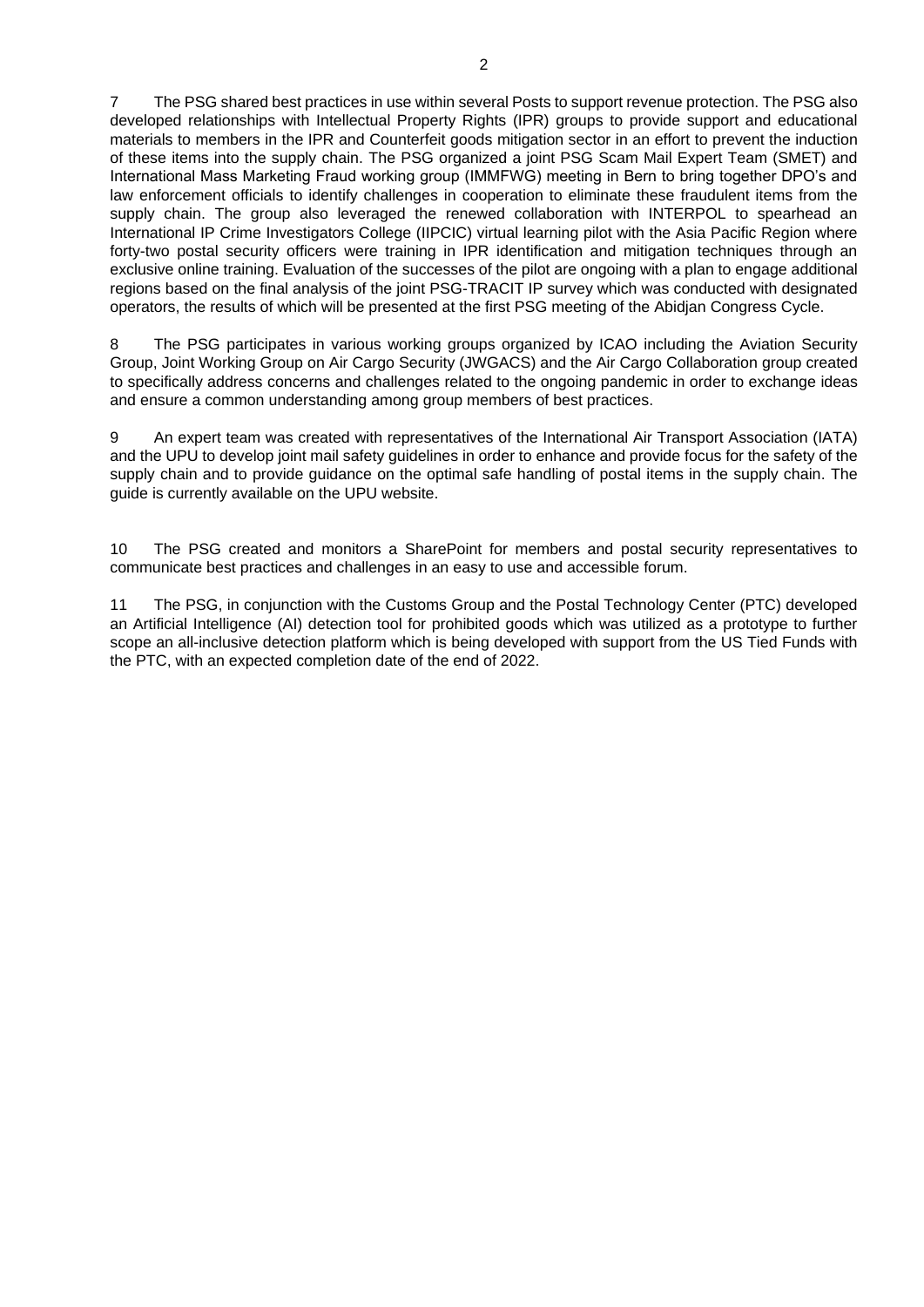7 The PSG shared best practices in use within several Posts to support revenue protection. The PSG also developed relationships with Intellectual Property Rights (IPR) groups to provide support and educational materials to members in the IPR and Counterfeit goods mitigation sector in an effort to prevent the induction of these items into the supply chain. The PSG organized a joint PSG Scam Mail Expert Team (SMET) and International Mass Marketing Fraud working group (IMMFWG) meeting in Bern to bring together DPO's and law enforcement officials to identify challenges in cooperation to eliminate these fraudulent items from the supply chain. The group also leveraged the renewed collaboration with INTERPOL to spearhead an International IP Crime Investigators College (IIPCIC) virtual learning pilot with the Asia Pacific Region where forty-two postal security officers were training in IPR identification and mitigation techniques through an exclusive online training. Evaluation of the successes of the pilot are ongoing with a plan to engage additional regions based on the final analysis of the joint PSG-TRACIT IP survey which was conducted with designated operators, the results of which will be presented at the first PSG meeting of the Abidjan Congress Cycle.

8 The PSG participates in various working groups organized by ICAO including the Aviation Security Group, Joint Working Group on Air Cargo Security (JWGACS) and the Air Cargo Collaboration group created to specifically address concerns and challenges related to the ongoing pandemic in order to exchange ideas and ensure a common understanding among group members of best practices.

9 An expert team was created with representatives of the International Air Transport Association (IATA) and the UPU to develop joint mail safety guidelines in order to enhance and provide focus for the safety of the supply chain and to provide guidance on the optimal safe handling of postal items in the supply chain. The guide is currently available on the UPU website.

10 The PSG created and monitors a SharePoint for members and postal security representatives to communicate best practices and challenges in an easy to use and accessible forum.

11 The PSG, in conjunction with the Customs Group and the Postal Technology Center (PTC) developed an Artificial Intelligence (AI) detection tool for prohibited goods which was utilized as a prototype to further scope an all-inclusive detection platform which is being developed with support from the US Tied Funds with the PTC, with an expected completion date of the end of 2022.